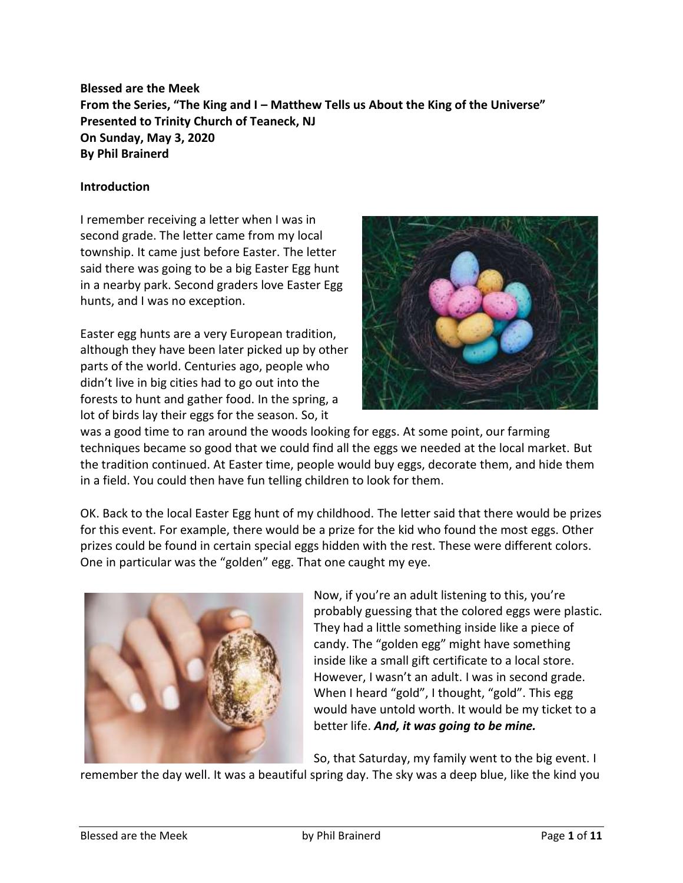**Blessed are the Meek**
**From the Series, "The King and I – Matthew Tells us About the King of the Universe"**
**Presented to Trinity Church of Teaneck, NJ**
**On Sunday, May 3, 2020**
**By Phil Brainerd**

## Introduction

I remember receiving a letter when I was in second grade. The letter came from my local township. It came just before Easter. The letter said there was going to be a big Easter Egg hunt in a nearby park. Second graders love Easter Egg hunts, and I was no exception.

Easter egg hunts are a very European tradition, although they have been later picked up by other parts of the world. Centuries ago, people who didn't live in big cities had to go out into the forests to hunt and gather food. In the spring, a lot of birds lay their eggs for the season. So, it was a good time to ran around the woods looking for eggs. At some point, our farming techniques became so good that we could find all the eggs we needed at the local market. But the tradition continued. At Easter time, people would buy eggs, decorate them, and hide them in a field. You could then have fun telling children to look for them.

OK. Back to the local Easter Egg hunt of my childhood. The letter said that there would be prizes for this event. For example, there would be a prize for the kid who found the most eggs. Other prizes could be found in certain special eggs hidden with the rest. These were different colors. One in particular was the "golden" egg. That one caught my eye.

Now, if you're an adult listening to this, you're probably guessing that the colored eggs were plastic. They had a little something inside like a piece of candy. The "golden egg" might have something inside like a small gift certificate to a local store. However, I wasn't an adult. I was in second grade. When I heard "gold", I thought, "gold". This egg would have untold worth. It would be my ticket to a better life. ***And, it was going to be mine.***

So, that Saturday, my family went to the big event. I remember the day well. It was a beautiful spring day. The sky was a deep blue, like the kind you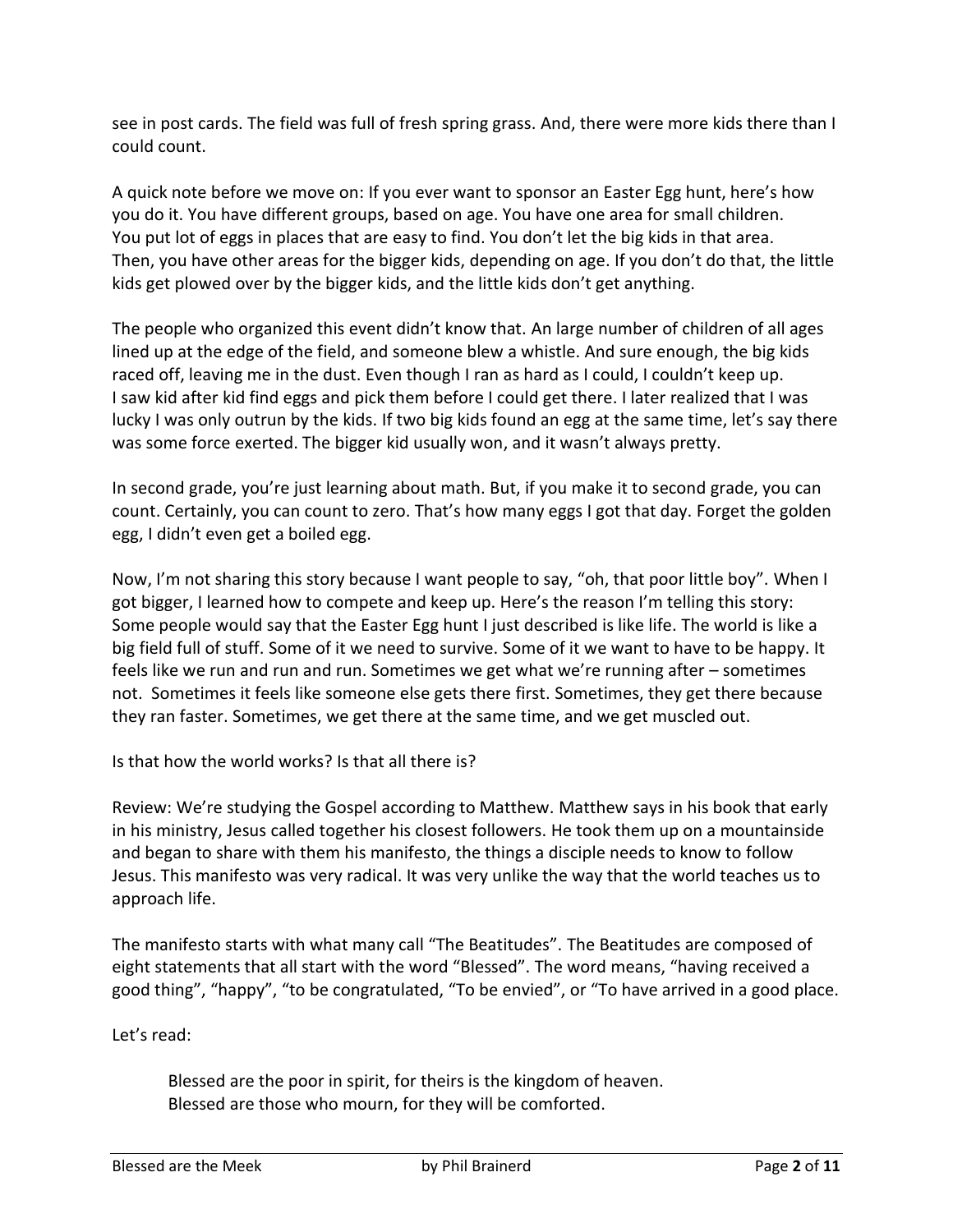see in post cards. The field was full of fresh spring grass. And, there were more kids there than I could count.

A quick note before we move on: If you ever want to sponsor an Easter Egg hunt, here's how you do it. You have different groups, based on age. You have one area for small children. You put lot of eggs in places that are easy to find. You don't let the big kids in that area. Then, you have other areas for the bigger kids, depending on age. If you don't do that, the little kids get plowed over by the bigger kids, and the little kids don't get anything.

The people who organized this event didn't know that. An large number of children of all ages lined up at the edge of the field, and someone blew a whistle. And sure enough, the big kids raced off, leaving me in the dust. Even though I ran as hard as I could, I couldn't keep up. I saw kid after kid find eggs and pick them before I could get there. I later realized that I was lucky I was only outrun by the kids. If two big kids found an egg at the same time, let's say there was some force exerted. The bigger kid usually won, and it wasn't always pretty.

In second grade, you're just learning about math. But, if you make it to second grade, you can count. Certainly, you can count to zero. That's how many eggs I got that day. Forget the golden egg, I didn't even get a boiled egg.

Now, I'm not sharing this story because I want people to say, "oh, that poor little boy". When I got bigger, I learned how to compete and keep up. Here's the reason I'm telling this story: Some people would say that the Easter Egg hunt I just described is like life. The world is like a big field full of stuff. Some of it we need to survive. Some of it we want to have to be happy. It feels like we run and run and run. Sometimes we get what we're running after – sometimes not. Sometimes it feels like someone else gets there first. Sometimes, they get there because they ran faster. Sometimes, we get there at the same time, and we get muscled out.

Is that how the world works? Is that all there is?

Review: We're studying the Gospel according to Matthew. Matthew says in his book that early in his ministry, Jesus called together his closest followers. He took them up on a mountainside and began to share with them his manifesto, the things a disciple needs to know to follow Jesus. This manifesto was very radical. It was very unlike the way that the world teaches us to approach life.

The manifesto starts with what many call "The Beatitudes". The Beatitudes are composed of eight statements that all start with the word "Blessed". The word means, "having received a good thing", "happy", "to be congratulated, "To be envied", or "To have arrived in a good place.

Let's read:

> Blessed are the poor in spirit, for theirs is the kingdom of heaven.
> Blessed are those who mourn, for they will be comforted.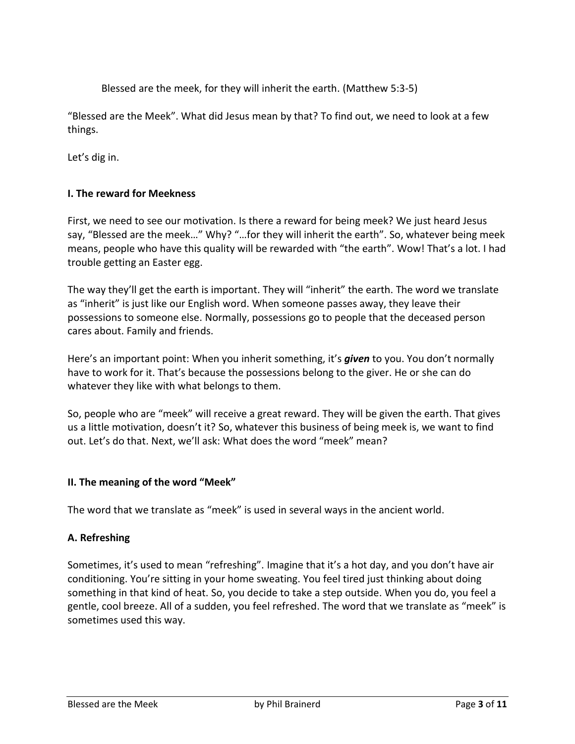> Blessed are the meek, for they will inherit the earth. (Matthew 5:3-5)

“Blessed are the Meek”. What did Jesus mean by that? To find out, we need to look at a few things.

Let’s dig in.

## I. The reward for Meekness

First, we need to see our motivation. Is there a reward for being meek? We just heard Jesus say, “Blessed are the meek…” Why? “…for they will inherit the earth”. So, whatever being meek means, people who have this quality will be rewarded with “the earth”. Wow! That’s a lot. I had trouble getting an Easter egg.

The way they’ll get the earth is important. They will “inherit” the earth. The word we translate as “inherit” is just like our English word. When someone passes away, they leave their possessions to someone else. Normally, possessions go to people that the deceased person cares about. Family and friends.

Here’s an important point: When you inherit something, it’s ***given*** to you. You don’t normally have to work for it. That’s because the possessions belong to the giver. He or she can do whatever they like with what belongs to them.

So, people who are “meek” will receive a great reward. They will be given the earth. That gives us a little motivation, doesn’t it? So, whatever this business of being meek is, we want to find out. Let’s do that. Next, we’ll ask: What does the word “meek” mean?

## II. The meaning of the word “Meek”

The word that we translate as “meek” is used in several ways in the ancient world.

### A. Refreshing

Sometimes, it’s used to mean “refreshing”. Imagine that it’s a hot day, and you don’t have air conditioning. You’re sitting in your home sweating. You feel tired just thinking about doing something in that kind of heat. So, you decide to take a step outside. When you do, you feel a gentle, cool breeze. All of a sudden, you feel refreshed. The word that we translate as “meek” is sometimes used this way.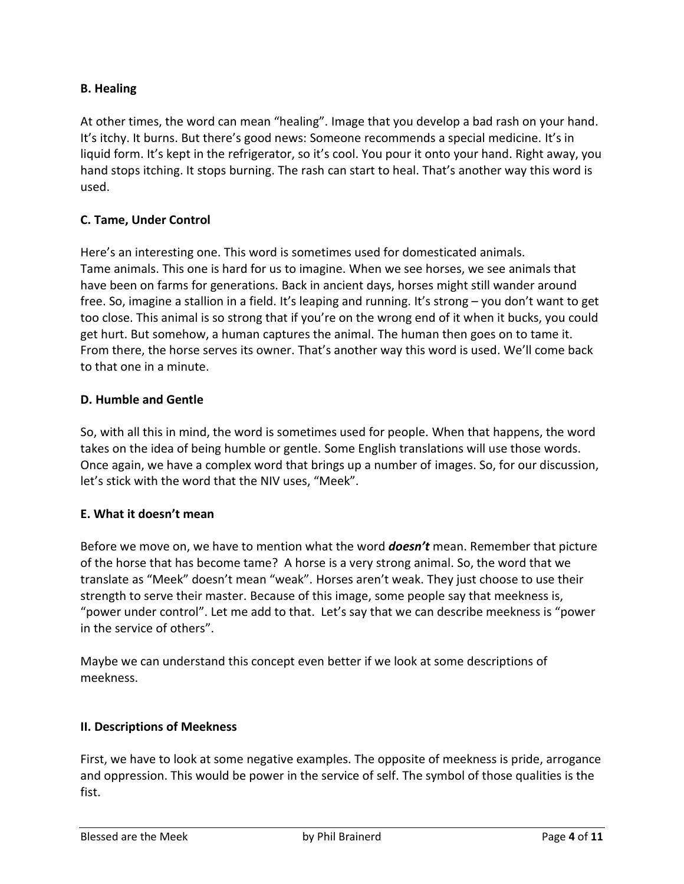**B. Healing**

At other times, the word can mean "healing". Image that you develop a bad rash on your hand. It's itchy. It burns. But there's good news: Someone recommends a special medicine. It's in liquid form. It's kept in the refrigerator, so it's cool. You pour it onto your hand. Right away, you hand stops itching. It stops burning. The rash can start to heal. That's another way this word is used.

**C. Tame, Under Control**

Here's an interesting one. This word is sometimes used for domesticated animals. Tame animals. This one is hard for us to imagine. When we see horses, we see animals that have been on farms for generations. Back in ancient days, horses might still wander around free. So, imagine a stallion in a field. It's leaping and running. It's strong – you don't want to get too close. This animal is so strong that if you're on the wrong end of it when it bucks, you could get hurt. But somehow, a human captures the animal. The human then goes on to tame it. From there, the horse serves its owner. That's another way this word is used. We'll come back to that one in a minute.

**D. Humble and Gentle**

So, with all this in mind, the word is sometimes used for people. When that happens, the word takes on the idea of being humble or gentle. Some English translations will use those words. Once again, we have a complex word that brings up a number of images. So, for our discussion, let's stick with the word that the NIV uses, "Meek".

**E. What it doesn't mean**

Before we move on, we have to mention what the word ***doesn't*** mean. Remember that picture of the horse that has become tame? A horse is a very strong animal. So, the word that we translate as "Meek" doesn't mean "weak". Horses aren't weak. They just choose to use their strength to serve their master. Because of this image, some people say that meekness is, "power under control". Let me add to that. Let's say that we can describe meekness is "power in the service of others".

Maybe we can understand this concept even better if we look at some descriptions of meekness.

**II. Descriptions of Meekness**

First, we have to look at some negative examples. The opposite of meekness is pride, arrogance and oppression. This would be power in the service of self. The symbol of those qualities is the fist.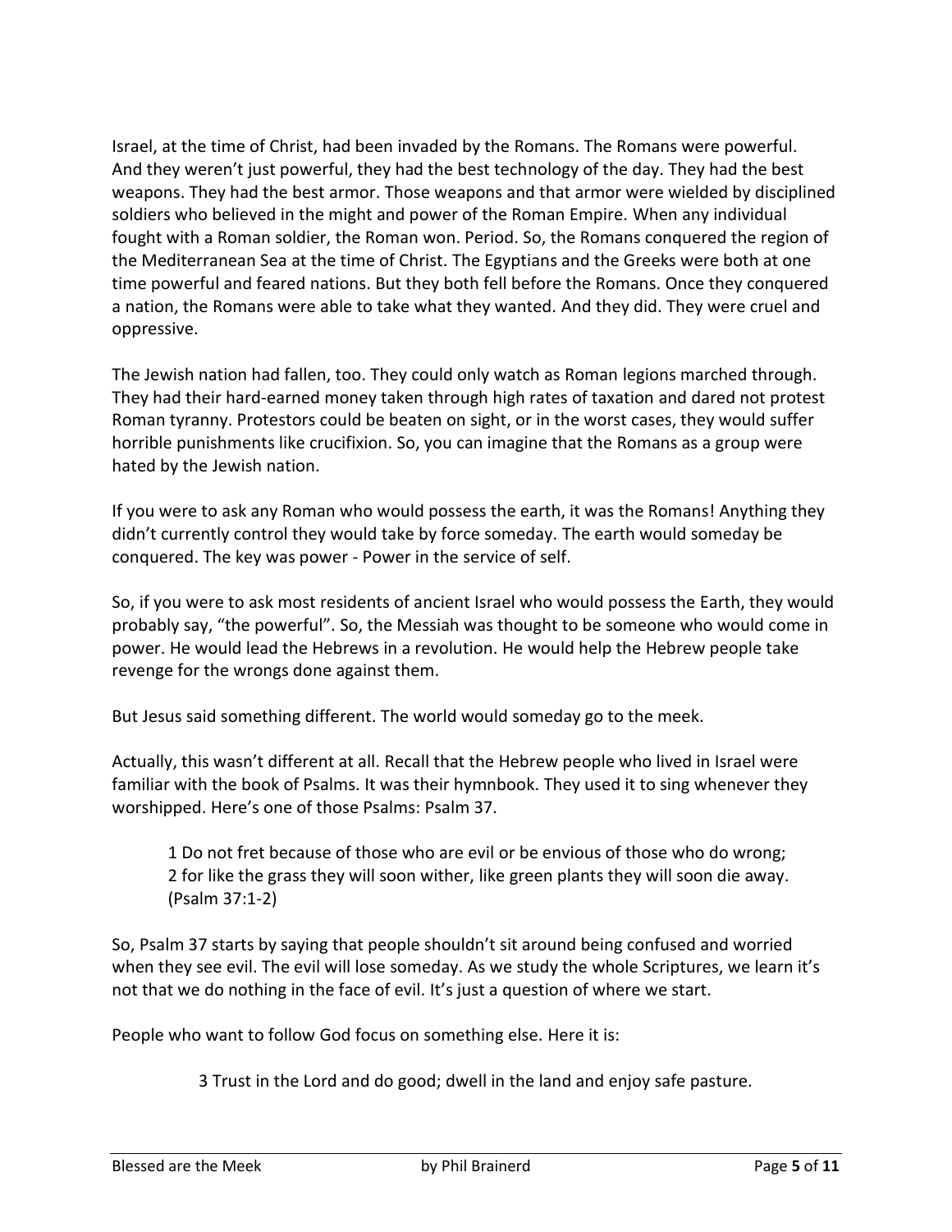Israel, at the time of Christ, had been invaded by the Romans. The Romans were powerful. And they weren't just powerful, they had the best technology of the day. They had the best weapons. They had the best armor. Those weapons and that armor were wielded by disciplined soldiers who believed in the might and power of the Roman Empire. When any individual fought with a Roman soldier, the Roman won. Period. So, the Romans conquered the region of the Mediterranean Sea at the time of Christ. The Egyptians and the Greeks were both at one time powerful and feared nations. But they both fell before the Romans. Once they conquered a nation, the Romans were able to take what they wanted. And they did. They were cruel and oppressive.

The Jewish nation had fallen, too. They could only watch as Roman legions marched through. They had their hard-earned money taken through high rates of taxation and dared not protest Roman tyranny. Protestors could be beaten on sight, or in the worst cases, they would suffer horrible punishments like crucifixion. So, you can imagine that the Romans as a group were hated by the Jewish nation.

If you were to ask any Roman who would possess the earth, it was the Romans! Anything they didn't currently control they would take by force someday. The earth would someday be conquered. The key was power - Power in the service of self.

So, if you were to ask most residents of ancient Israel who would possess the Earth, they would probably say, "the powerful". So, the Messiah was thought to be someone who would come in power. He would lead the Hebrews in a revolution. He would help the Hebrew people take revenge for the wrongs done against them.

But Jesus said something different. The world would someday go to the meek.

Actually, this wasn't different at all. Recall that the Hebrew people who lived in Israel were familiar with the book of Psalms. It was their hymnbook. They used it to sing whenever they worshipped. Here's one of those Psalms: Psalm 37.

> 1 Do not fret because of those who are evil or be envious of those who do wrong;
> 2 for like the grass they will soon wither, like green plants they will soon die away.
> (Psalm 37:1-2)

So, Psalm 37 starts by saying that people shouldn't sit around being confused and worried when they see evil. The evil will lose someday. As we study the whole Scriptures, we learn it's not that we do nothing in the face of evil. It's just a question of where we start.

People who want to follow God focus on something else. Here it is:

> 3 Trust in the Lord and do good; dwell in the land and enjoy safe pasture.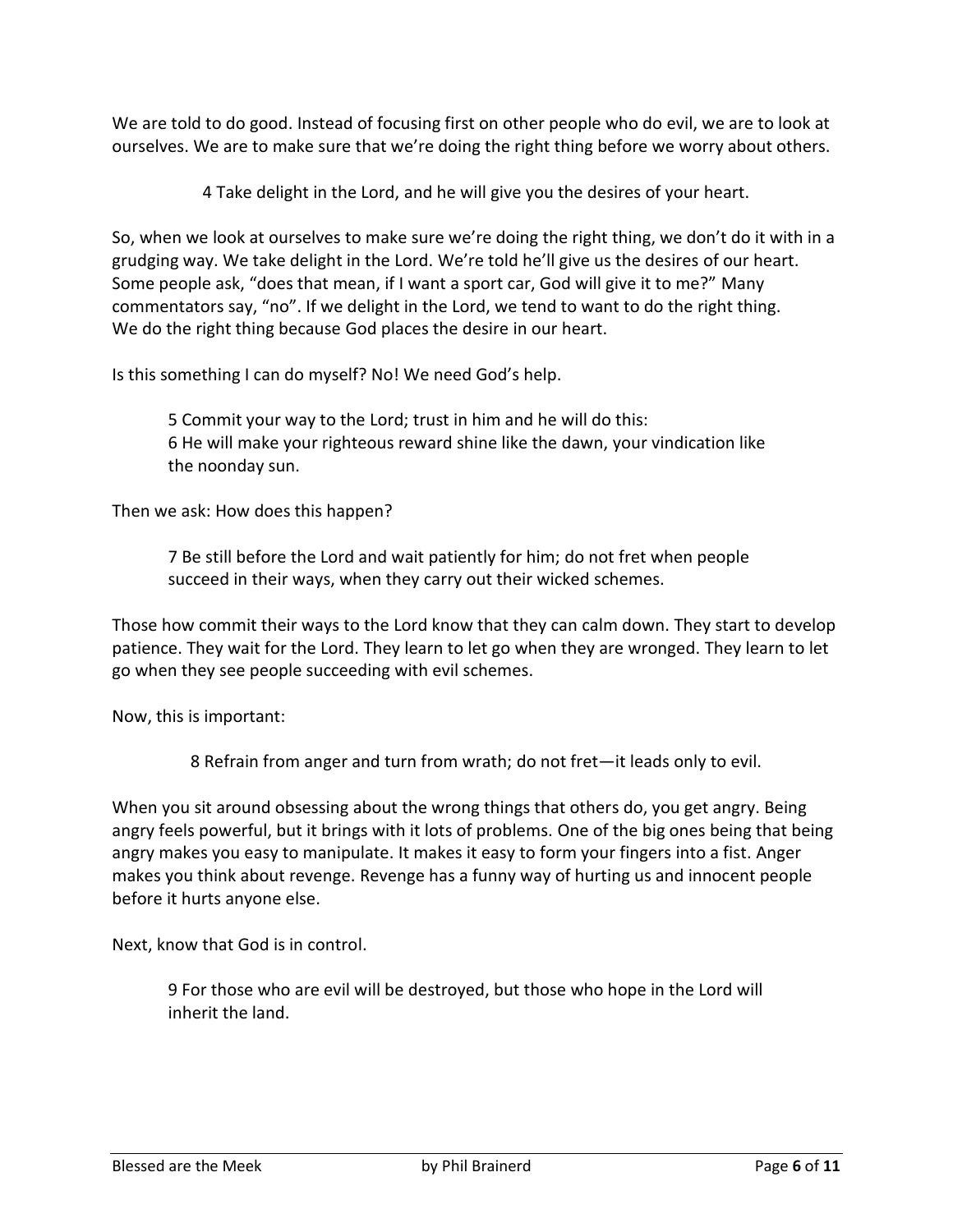We are told to do good. Instead of focusing first on other people who do evil, we are to look at ourselves. We are to make sure that we're doing the right thing before we worry about others.

> 4 Take delight in the Lord, and he will give you the desires of your heart.

So, when we look at ourselves to make sure we're doing the right thing, we don't do it with in a grudging way. We take delight in the Lord. We're told he'll give us the desires of our heart. Some people ask, "does that mean, if I want a sport car, God will give it to me?" Many commentators say, "no". If we delight in the Lord, we tend to want to do the right thing. We do the right thing because God places the desire in our heart.

Is this something I can do myself? No! We need God's help.

> 5 Commit your way to the Lord; trust in him and he will do this:
> 6 He will make your righteous reward shine like the dawn, your vindication like the noonday sun.

Then we ask: How does this happen?

> 7 Be still before the Lord and wait patiently for him; do not fret when people succeed in their ways, when they carry out their wicked schemes.

Those how commit their ways to the Lord know that they can calm down. They start to develop patience. They wait for the Lord. They learn to let go when they are wronged. They learn to let go when they see people succeeding with evil schemes.

Now, this is important:

> 8 Refrain from anger and turn from wrath; do not fret—it leads only to evil.

When you sit around obsessing about the wrong things that others do, you get angry. Being angry feels powerful, but it brings with it lots of problems. One of the big ones being that being angry makes you easy to manipulate. It makes it easy to form your fingers into a fist. Anger makes you think about revenge. Revenge has a funny way of hurting us and innocent people before it hurts anyone else.

Next, know that God is in control.

> 9 For those who are evil will be destroyed, but those who hope in the Lord will inherit the land.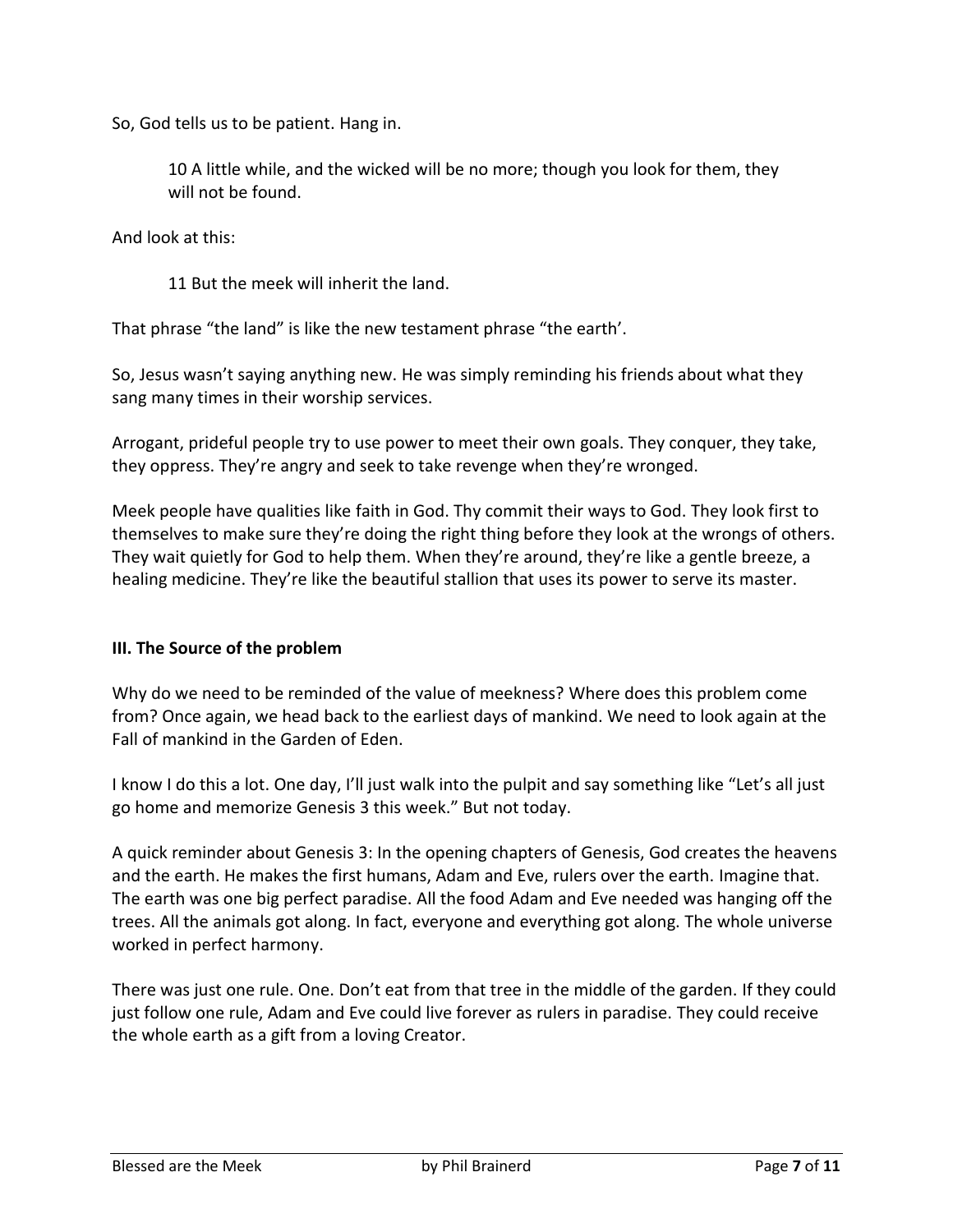So, God tells us to be patient. Hang in.

> 10 A little while, and the wicked will be no more; though you look for them, they will not be found.

And look at this:

> 11 But the meek will inherit the land.

That phrase "the land" is like the new testament phrase "the earth'.

So, Jesus wasn't saying anything new. He was simply reminding his friends about what they sang many times in their worship services.

Arrogant, prideful people try to use power to meet their own goals. They conquer, they take, they oppress. They're angry and seek to take revenge when they're wronged.

Meek people have qualities like faith in God. Thy commit their ways to God. They look first to themselves to make sure they're doing the right thing before they look at the wrongs of others. They wait quietly for God to help them. When they're around, they're like a gentle breeze, a healing medicine. They're like the beautiful stallion that uses its power to serve its master.

**III. The Source of the problem**

Why do we need to be reminded of the value of meekness? Where does this problem come from? Once again, we head back to the earliest days of mankind. We need to look again at the Fall of mankind in the Garden of Eden.

I know I do this a lot. One day, I'll just walk into the pulpit and say something like "Let's all just go home and memorize Genesis 3 this week." But not today.

A quick reminder about Genesis 3: In the opening chapters of Genesis, God creates the heavens and the earth. He makes the first humans, Adam and Eve, rulers over the earth. Imagine that. The earth was one big perfect paradise. All the food Adam and Eve needed was hanging off the trees. All the animals got along. In fact, everyone and everything got along. The whole universe worked in perfect harmony.

There was just one rule. One. Don't eat from that tree in the middle of the garden. If they could just follow one rule, Adam and Eve could live forever as rulers in paradise. They could receive the whole earth as a gift from a loving Creator.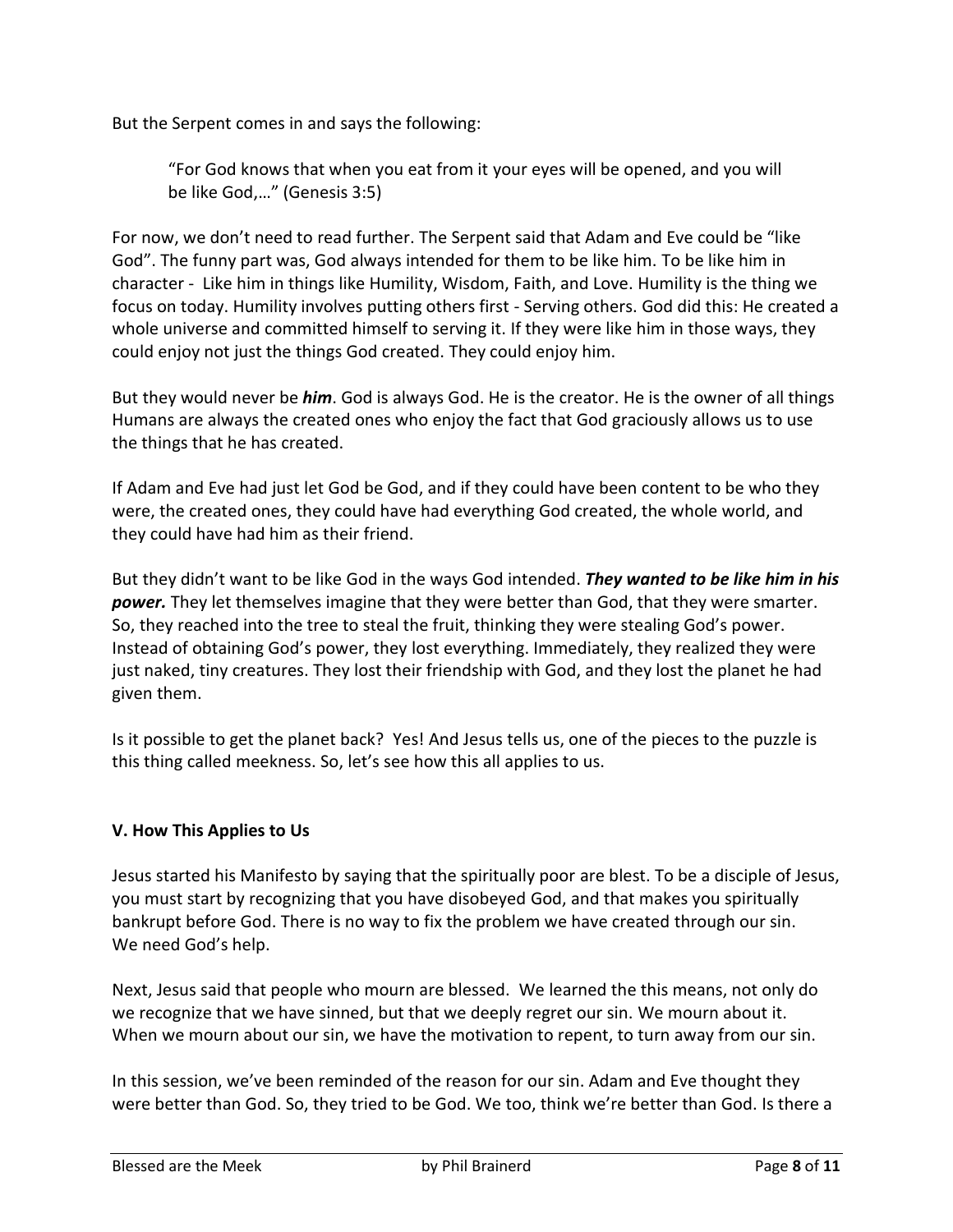But the Serpent comes in and says the following:

> "For God knows that when you eat from it your eyes will be opened, and you will be like God,…" (Genesis 3:5)

For now, we don't need to read further. The Serpent said that Adam and Eve could be "like God". The funny part was, God always intended for them to be like him. To be like him in character - Like him in things like Humility, Wisdom, Faith, and Love. Humility is the thing we focus on today. Humility involves putting others first - Serving others. God did this: He created a whole universe and committed himself to serving it. If they were like him in those ways, they could enjoy not just the things God created. They could enjoy him.

But they would never be ***him***. God is always God. He is the creator. He is the owner of all things Humans are always the created ones who enjoy the fact that God graciously allows us to use the things that he has created.

If Adam and Eve had just let God be God, and if they could have been content to be who they were, the created ones, they could have had everything God created, the whole world, and they could have had him as their friend.

But they didn't want to be like God in the ways God intended. ***They wanted to be like him in his power.*** They let themselves imagine that they were better than God, that they were smarter. So, they reached into the tree to steal the fruit, thinking they were stealing God's power. Instead of obtaining God's power, they lost everything. Immediately, they realized they were just naked, tiny creatures. They lost their friendship with God, and they lost the planet he had given them.

Is it possible to get the planet back? Yes! And Jesus tells us, one of the pieces to the puzzle is this thing called meekness. So, let's see how this all applies to us.

## V. How This Applies to Us

Jesus started his Manifesto by saying that the spiritually poor are blest. To be a disciple of Jesus, you must start by recognizing that you have disobeyed God, and that makes you spiritually bankrupt before God. There is no way to fix the problem we have created through our sin. We need God's help.

Next, Jesus said that people who mourn are blessed. We learned the this means, not only do we recognize that we have sinned, but that we deeply regret our sin. We mourn about it. When we mourn about our sin, we have the motivation to repent, to turn away from our sin.

In this session, we've been reminded of the reason for our sin. Adam and Eve thought they were better than God. So, they tried to be God. We too, think we're better than God. Is there a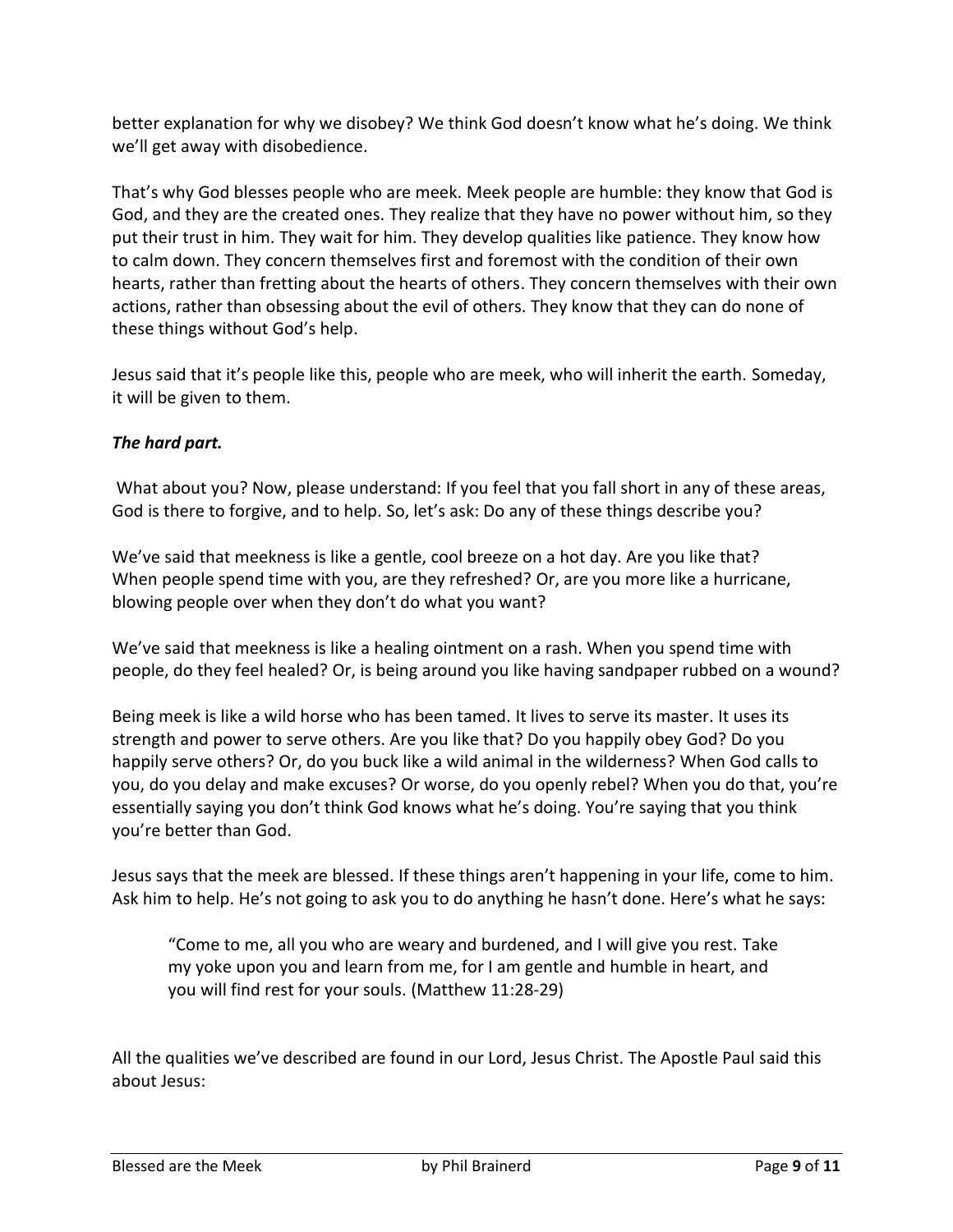better explanation for why we disobey? We think God doesn't know what he's doing. We think we'll get away with disobedience.

That's why God blesses people who are meek. Meek people are humble: they know that God is God, and they are the created ones. They realize that they have no power without him, so they put their trust in him. They wait for him. They develop qualities like patience. They know how to calm down. They concern themselves first and foremost with the condition of their own hearts, rather than fretting about the hearts of others. They concern themselves with their own actions, rather than obsessing about the evil of others. They know that they can do none of these things without God's help.

Jesus said that it's people like this, people who are meek, who will inherit the earth. Someday, it will be given to them.

***The hard part.***

What about you? Now, please understand: If you feel that you fall short in any of these areas, God is there to forgive, and to help. So, let's ask: Do any of these things describe you?

We've said that meekness is like a gentle, cool breeze on a hot day. Are you like that? When people spend time with you, are they refreshed? Or, are you more like a hurricane, blowing people over when they don't do what you want?

We've said that meekness is like a healing ointment on a rash. When you spend time with people, do they feel healed? Or, is being around you like having sandpaper rubbed on a wound?

Being meek is like a wild horse who has been tamed. It lives to serve its master. It uses its strength and power to serve others. Are you like that? Do you happily obey God? Do you happily serve others? Or, do you buck like a wild animal in the wilderness? When God calls to you, do you delay and make excuses? Or worse, do you openly rebel? When you do that, you're essentially saying you don't think God knows what he's doing. You're saying that you think you're better than God.

Jesus says that the meek are blessed. If these things aren't happening in your life, come to him. Ask him to help. He's not going to ask you to do anything he hasn't done. Here's what he says:

> "Come to me, all you who are weary and burdened, and I will give you rest. Take my yoke upon you and learn from me, for I am gentle and humble in heart, and you will find rest for your souls. (Matthew 11:28-29)

All the qualities we've described are found in our Lord, Jesus Christ. The Apostle Paul said this about Jesus: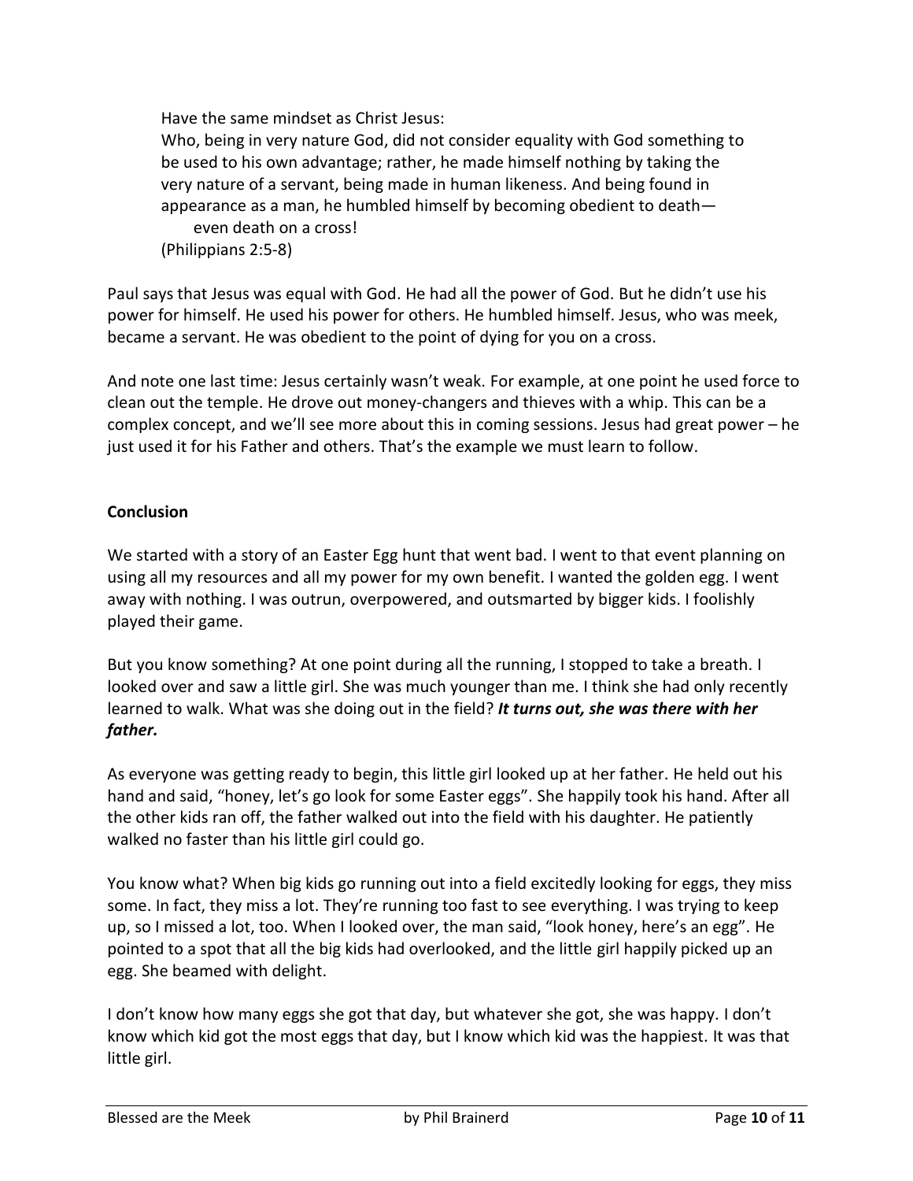> Have the same mindset as Christ Jesus:
> Who, being in very nature God, did not consider equality with God something to be used to his own advantage; rather, he made himself nothing by taking the very nature of a servant, being made in human likeness. And being found in appearance as a man, he humbled himself by becoming obedient to death—
> even death on a cross!
> (Philippians 2:5-8)

Paul says that Jesus was equal with God. He had all the power of God. But he didn't use his power for himself. He used his power for others. He humbled himself. Jesus, who was meek, became a servant. He was obedient to the point of dying for you on a cross.

And note one last time: Jesus certainly wasn't weak. For example, at one point he used force to clean out the temple. He drove out money-changers and thieves with a whip. This can be a complex concept, and we'll see more about this in coming sessions. Jesus had great power – he just used it for his Father and others. That's the example we must learn to follow.

**Conclusion**

We started with a story of an Easter Egg hunt that went bad. I went to that event planning on using all my resources and all my power for my own benefit. I wanted the golden egg. I went away with nothing. I was outrun, overpowered, and outsmarted by bigger kids. I foolishly played their game.

But you know something? At one point during all the running, I stopped to take a breath. I looked over and saw a little girl. She was much younger than me. I think she had only recently learned to walk. What was she doing out in the field? ***It turns out, she was there with her father.***

As everyone was getting ready to begin, this little girl looked up at her father. He held out his hand and said, "honey, let's go look for some Easter eggs". She happily took his hand. After all the other kids ran off, the father walked out into the field with his daughter. He patiently walked no faster than his little girl could go.

You know what? When big kids go running out into a field excitedly looking for eggs, they miss some. In fact, they miss a lot. They're running too fast to see everything. I was trying to keep up, so I missed a lot, too. When I looked over, the man said, "look honey, here's an egg". He pointed to a spot that all the big kids had overlooked, and the little girl happily picked up an egg. She beamed with delight.

I don't know how many eggs she got that day, but whatever she got, she was happy. I don't know which kid got the most eggs that day, but I know which kid was the happiest. It was that little girl.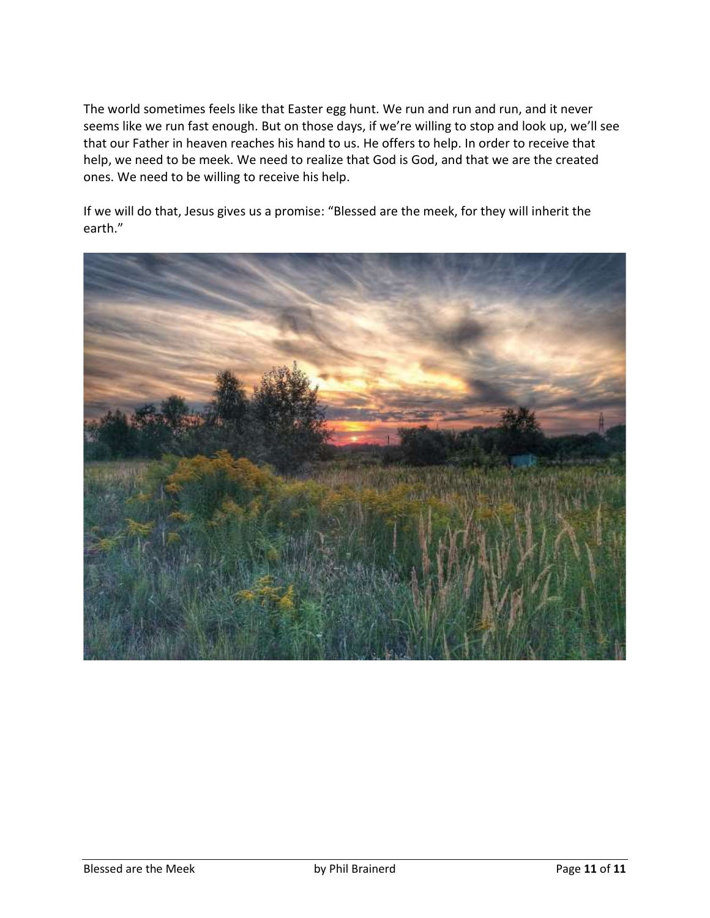The world sometimes feels like that Easter egg hunt. We run and run and run, and it never seems like we run fast enough. But on those days, if we're willing to stop and look up, we'll see that our Father in heaven reaches his hand to us. He offers to help. In order to receive that help, we need to be meek. We need to realize that God is God, and that we are the created ones. We need to be willing to receive his help.

If we will do that, Jesus gives us a promise: "Blessed are the meek, for they will inherit the earth."